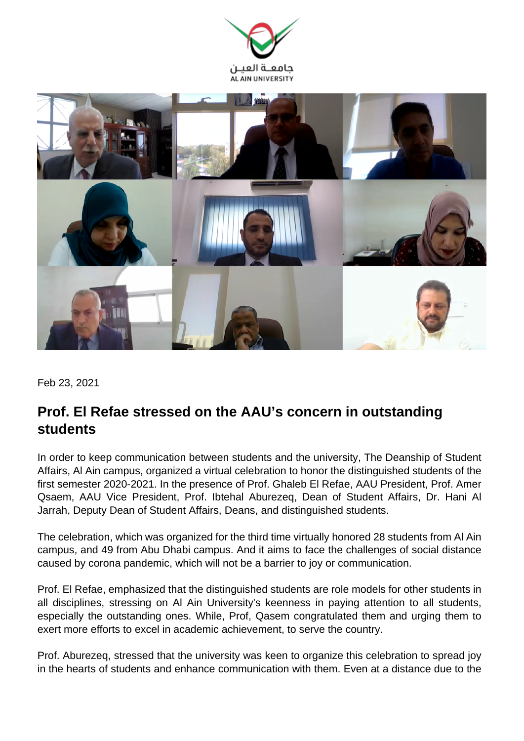Feb 23, 2021

# Prof. El Refae stressed on the AAU's concern in outstanding students

In order to keep communication between students and the university, The Deanship of Student Affairs, Al Ain campus, organized a virtual celebration to honor the distinguished students of the first semester 2020-2021. In the presence of Prof. Ghaleb El Refae, AAU President, Prof. Amer Qsaem, AAU Vice President, Prof. Ibtehal Aburezeq, Dean of Student Affairs, Dr. Hani Al Jarrah, Deputy Dean of Student Affairs, Deans, and distinguished students.

The celebration, which was organized for the third time virtually honored 28 students from Al Ain campus, and 49 from Abu Dhabi campus. And it aims to face the challenges of social distance caused by corona pandemic, which will not be a barrier to joy or communication.

Prof. El Refae, emphasized that the distinguished students are role models for other students in all disciplines, stressing on Al Ain University's keenness in paying attention to all students, especially the outstanding ones. While, Prof, Qasem congratulated them and urging them to exert more efforts to excel in academic achievement, to serve the country.

Prof. Aburezeq, stressed that the university was keen to organize this celebration to spread joy in the hearts of students and enhance communication with them. Even at a distance due to the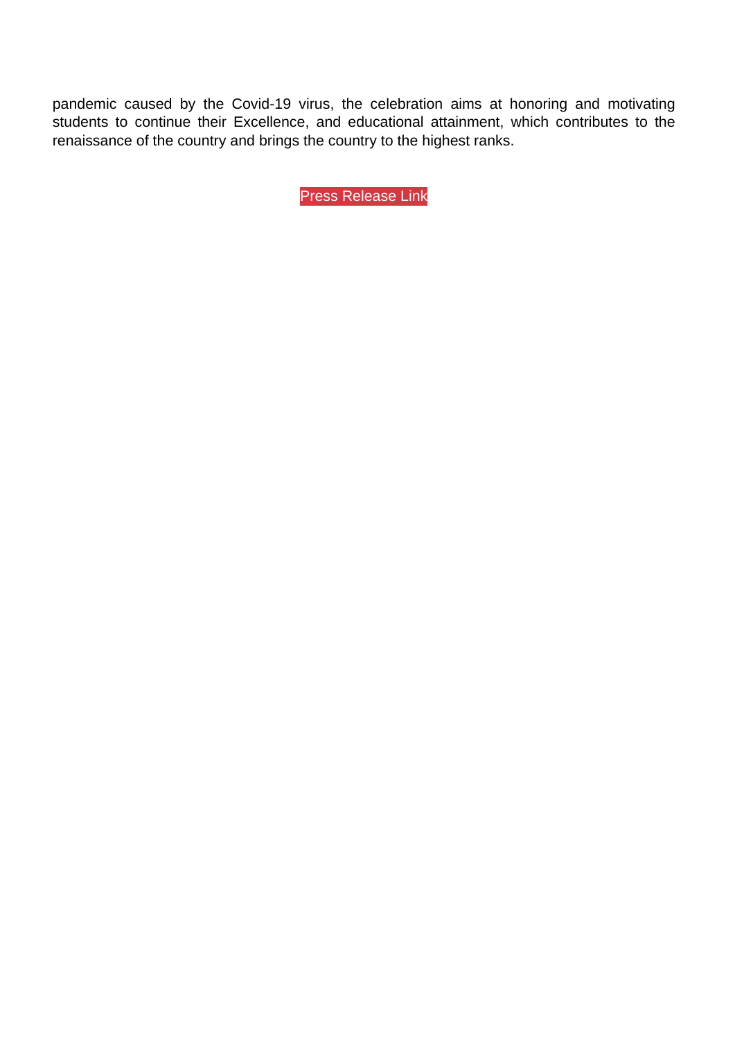pandemic caused by the Covid-19 virus, the celebration aims at honoring and motivating students to continue their Excellence, and educational attainment, which contributes to the renaissance of the country and brings the country to the highest ranks.

Press Release Link